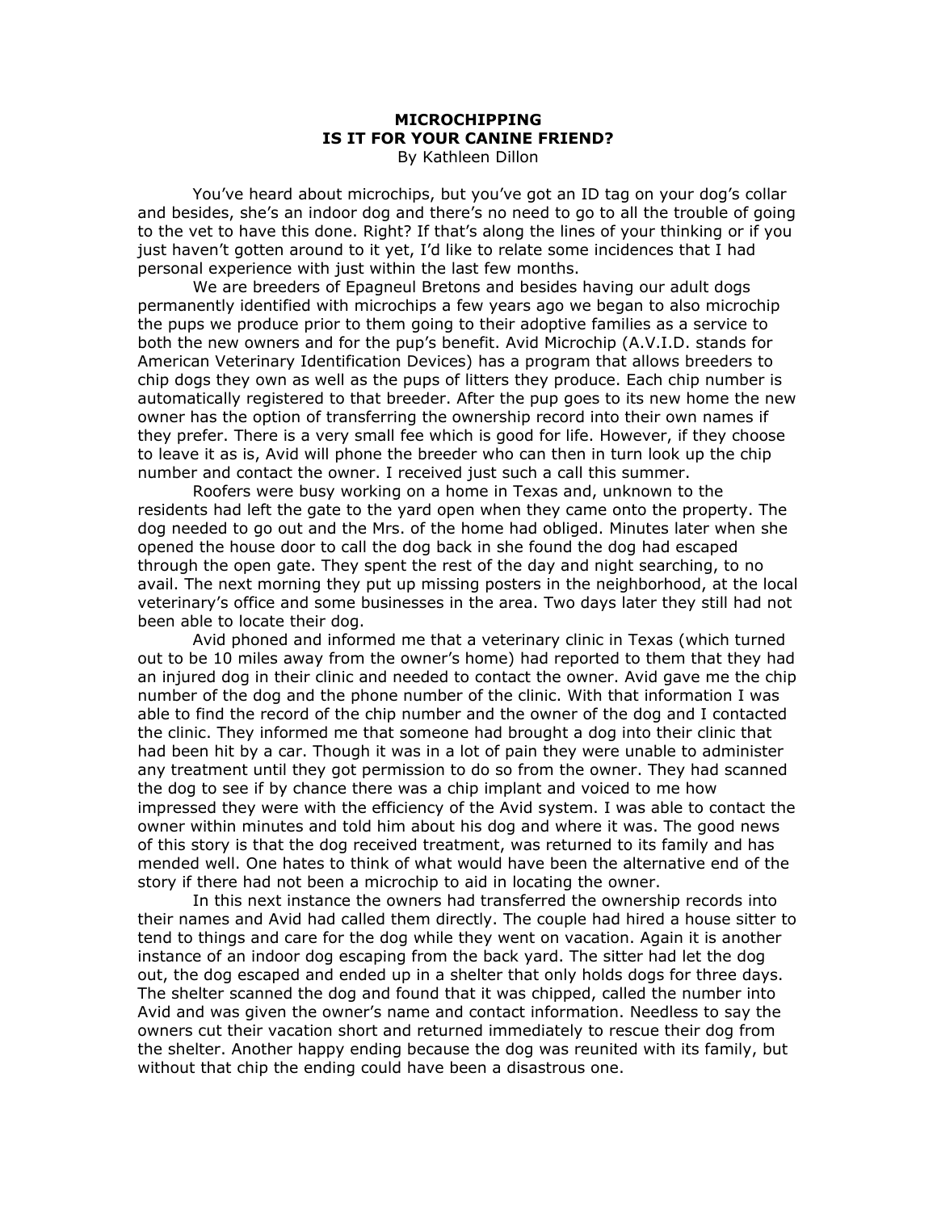# MICROCHIPPING
# IS IT FOR YOUR CANINE FRIEND?

By Kathleen Dillon

You've heard about microchips, but you've got an ID tag on your dog's collar and besides, she's an indoor dog and there's no need to go to all the trouble of going to the vet to have this done. Right? If that's along the lines of your thinking or if you just haven't gotten around to it yet, I'd like to relate some incidences that I had personal experience with just within the last few months.

We are breeders of Epagneul Bretons and besides having our adult dogs permanently identified with microchips a few years ago we began to also microchip the pups we produce prior to them going to their adoptive families as a service to both the new owners and for the pup's benefit. Avid Microchip (A.V.I.D. stands for American Veterinary Identification Devices) has a program that allows breeders to chip dogs they own as well as the pups of litters they produce. Each chip number is automatically registered to that breeder. After the pup goes to its new home the new owner has the option of transferring the ownership record into their own names if they prefer. There is a very small fee which is good for life. However, if they choose to leave it as is, Avid will phone the breeder who can then in turn look up the chip number and contact the owner. I received just such a call this summer.

Roofers were busy working on a home in Texas and, unknown to the residents had left the gate to the yard open when they came onto the property. The dog needed to go out and the Mrs. of the home had obliged. Minutes later when she opened the house door to call the dog back in she found the dog had escaped through the open gate. They spent the rest of the day and night searching, to no avail. The next morning they put up missing posters in the neighborhood, at the local veterinary's office and some businesses in the area. Two days later they still had not been able to locate their dog.

Avid phoned and informed me that a veterinary clinic in Texas (which turned out to be 10 miles away from the owner's home) had reported to them that they had an injured dog in their clinic and needed to contact the owner. Avid gave me the chip number of the dog and the phone number of the clinic. With that information I was able to find the record of the chip number and the owner of the dog and I contacted the clinic. They informed me that someone had brought a dog into their clinic that had been hit by a car. Though it was in a lot of pain they were unable to administer any treatment until they got permission to do so from the owner. They had scanned the dog to see if by chance there was a chip implant and voiced to me how impressed they were with the efficiency of the Avid system. I was able to contact the owner within minutes and told him about his dog and where it was. The good news of this story is that the dog received treatment, was returned to its family and has mended well. One hates to think of what would have been the alternative end of the story if there had not been a microchip to aid in locating the owner.

In this next instance the owners had transferred the ownership records into their names and Avid had called them directly. The couple had hired a house sitter to tend to things and care for the dog while they went on vacation. Again it is another instance of an indoor dog escaping from the back yard. The sitter had let the dog out, the dog escaped and ended up in a shelter that only holds dogs for three days. The shelter scanned the dog and found that it was chipped, called the number into Avid and was given the owner's name and contact information. Needless to say the owners cut their vacation short and returned immediately to rescue their dog from the shelter. Another happy ending because the dog was reunited with its family, but without that chip the ending could have been a disastrous one.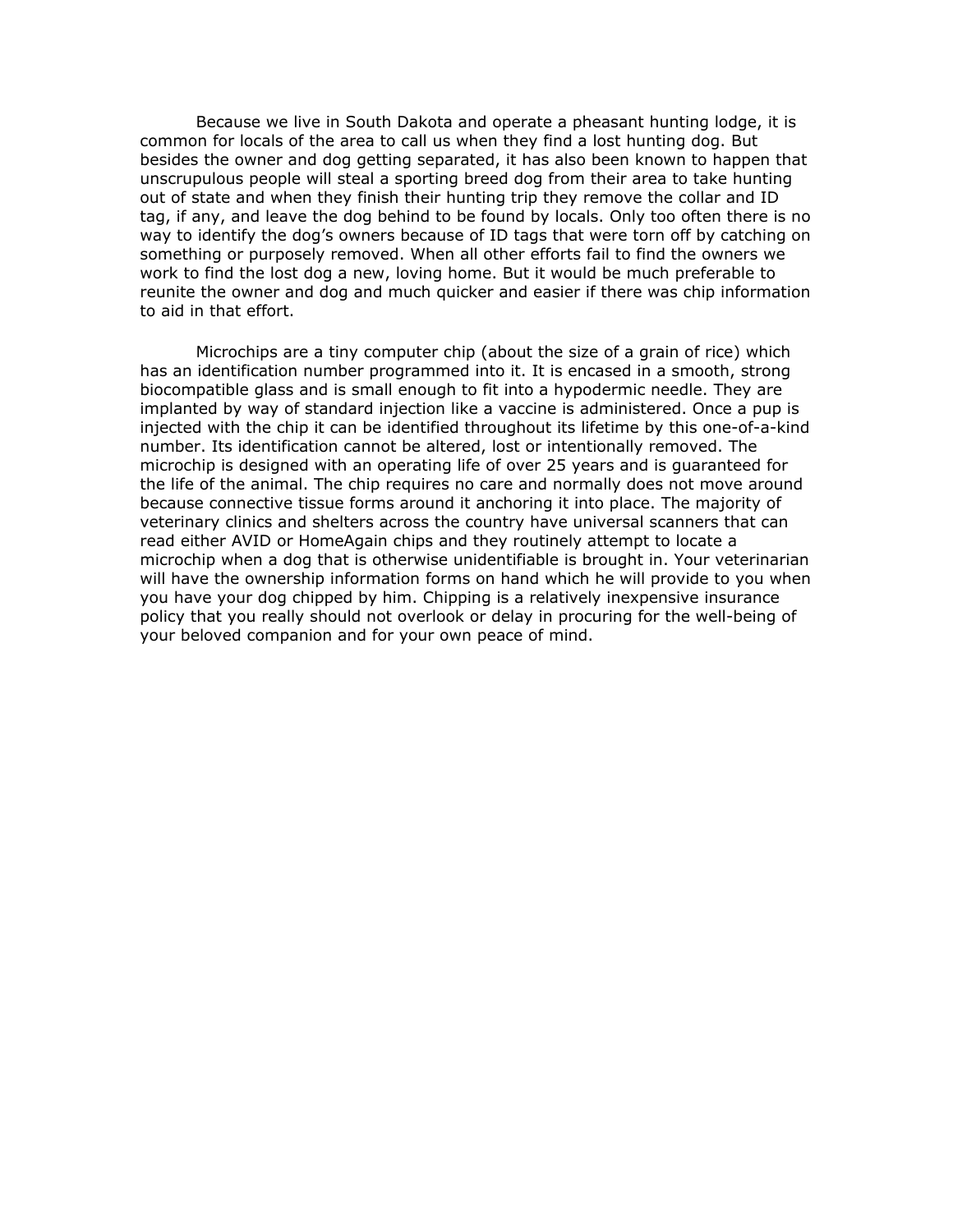Because we live in South Dakota and operate a pheasant hunting lodge, it is common for locals of the area to call us when they find a lost hunting dog. But besides the owner and dog getting separated, it has also been known to happen that unscrupulous people will steal a sporting breed dog from their area to take hunting out of state and when they finish their hunting trip they remove the collar and ID tag, if any, and leave the dog behind to be found by locals. Only too often there is no way to identify the dog's owners because of ID tags that were torn off by catching on something or purposely removed. When all other efforts fail to find the owners we work to find the lost dog a new, loving home. But it would be much preferable to reunite the owner and dog and much quicker and easier if there was chip information to aid in that effort.

Microchips are a tiny computer chip (about the size of a grain of rice) which has an identification number programmed into it. It is encased in a smooth, strong biocompatible glass and is small enough to fit into a hypodermic needle. They are implanted by way of standard injection like a vaccine is administered. Once a pup is injected with the chip it can be identified throughout its lifetime by this one-of-a-kind number. Its identification cannot be altered, lost or intentionally removed. The microchip is designed with an operating life of over 25 years and is guaranteed for the life of the animal. The chip requires no care and normally does not move around because connective tissue forms around it anchoring it into place. The majority of veterinary clinics and shelters across the country have universal scanners that can read either AVID or HomeAgain chips and they routinely attempt to locate a microchip when a dog that is otherwise unidentifiable is brought in. Your veterinarian will have the ownership information forms on hand which he will provide to you when you have your dog chipped by him. Chipping is a relatively inexpensive insurance policy that you really should not overlook or delay in procuring for the well-being of your beloved companion and for your own peace of mind.